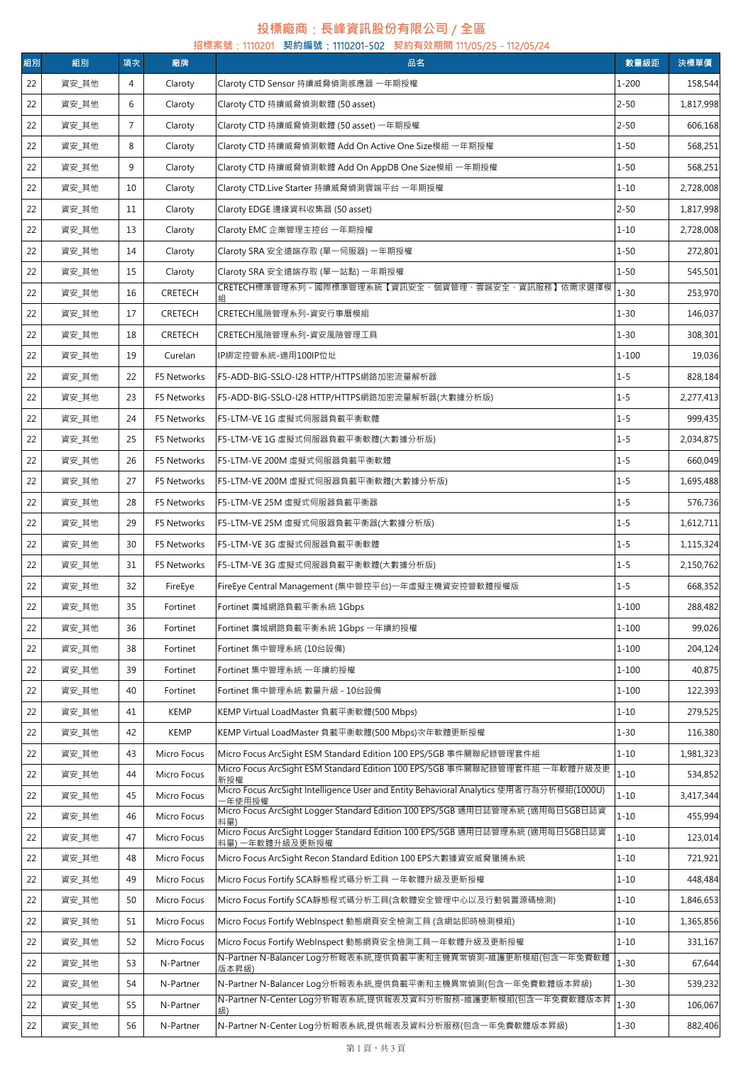# 投標廠商：長峰資訊股份有限公司 / 全區

## 招標案號：1110201 契約編號：1110201-502 契約有效期間 111/05/25 - 112/05/24

| 組別 | 組別 | 項次 | 廠牌 | 品名 | 數量級距 | 決標單價 |
|---|---|---|---|---|---|---|
| 22 | 資安_其他 | 4 | Claroty | Claroty CTD Sensor 持續威脅偵測感應器 一年期授權 | 1-200 | 158,544 |
| 22 | 資安_其他 | 6 | Claroty | Claroty CTD 持續威脅偵測軟體 (50 asset) | 2-50 | 1,817,998 |
| 22 | 資安_其他 | 7 | Claroty | Claroty CTD 持續威脅偵測軟體 (50 asset) 一年期授權 | 2-50 | 606,168 |
| 22 | 資安_其他 | 8 | Claroty | Claroty CTD 持續威脅偵測軟體 Add On Active One Size模組 一年期授權 | 1-50 | 568,251 |
| 22 | 資安_其他 | 9 | Claroty | Claroty CTD 持續威脅偵測軟體 Add On AppDB One Size模組 一年期授權 | 1-50 | 568,251 |
| 22 | 資安_其他 | 10 | Claroty | Claroty CTD.Live Starter 持續威脅偵測雲端平台 一年期授權 | 1-10 | 2,728,008 |
| 22 | 資安_其他 | 11 | Claroty | Claroty EDGE 邊緣資料收集器 (50 asset) | 2-50 | 1,817,998 |
| 22 | 資安_其他 | 13 | Claroty | Claroty EMC 企業管理主控台 一年期授權 | 1-10 | 2,728,008 |
| 22 | 資安_其他 | 14 | Claroty | Claroty SRA 安全遠端存取 (單一伺服器) 一年期授權 | 1-50 | 272,801 |
| 22 | 資安_其他 | 15 | Claroty | Claroty SRA 安全遠端存取 (單一站點) 一年期授權 | 1-50 | 545,501 |
| 22 | 資安_其他 | 16 | CRETECH | CRETECH標準管理系列 - 國際標準管理系統【資訊安全、個資管理、雲端安全、資訊服務】依需求選擇模組 | 1-30 | 253,970 |
| 22 | 資安_其他 | 17 | CRETECH | CRETECH風險管理系列-資安行事曆模組 | 1-30 | 146,037 |
| 22 | 資安_其他 | 18 | CRETECH | CRETECH風險管理系列-資安風險管理工具 | 1-30 | 308,301 |
| 22 | 資安_其他 | 19 | Curelan | IP綁定控管系統-適用100IP位址 | 1-100 | 19,036 |
| 22 | 資安_其他 | 22 | F5 Networks | F5-ADD-BIG-SSLO-I28 HTTP/HTTPS網路加密流量解析器 | 1-5 | 828,184 |
| 22 | 資安_其他 | 23 | F5 Networks | F5-ADD-BIG-SSLO-I28 HTTP/HTTPS網路加密流量解析器(大數據分析版) | 1-5 | 2,277,413 |
| 22 | 資安_其他 | 24 | F5 Networks | F5-LTM-VE 1G 虛擬式伺服器負載平衡軟體 | 1-5 | 999,435 |
| 22 | 資安_其他 | 25 | F5 Networks | F5-LTM-VE 1G 虛擬式伺服器負載平衡軟體(大數據分析版) | 1-5 | 2,034,875 |
| 22 | 資安_其他 | 26 | F5 Networks | F5-LTM-VE 200M 虛擬式伺服器負載平衡軟體 | 1-5 | 660,049 |
| 22 | 資安_其他 | 27 | F5 Networks | F5-LTM-VE 200M 虛擬式伺服器負載平衡軟體(大數據分析版) | 1-5 | 1,695,488 |
| 22 | 資安_其他 | 28 | F5 Networks | F5-LTM-VE 25M 虛擬式伺服器負載平衡器 | 1-5 | 576,736 |
| 22 | 資安_其他 | 29 | F5 Networks | F5-LTM-VE 25M 虛擬式伺服器負載平衡器(大數據分析版) | 1-5 | 1,612,711 |
| 22 | 資安_其他 | 30 | F5 Networks | F5-LTM-VE 3G 虛擬式伺服器負載平衡軟體 | 1-5 | 1,115,324 |
| 22 | 資安_其他 | 31 | F5 Networks | F5-LTM-VE 3G 虛擬式伺服器負載平衡軟體(大數據分析版) | 1-5 | 2,150,762 |
| 22 | 資安_其他 | 32 | FireEye | FireEye Central Management (集中管控平台)一年虛擬主機資安控管軟體授權版 | 1-5 | 668,352 |
| 22 | 資安_其他 | 35 | Fortinet | Fortinet 廣域網路負載平衡系統 1Gbps | 1-100 | 288,482 |
| 22 | 資安_其他 | 36 | Fortinet | Fortinet 廣域網路負載平衡系統 1Gbps 一年續約授權 | 1-100 | 99,026 |
| 22 | 資安_其他 | 38 | Fortinet | Fortinet 集中管理系統 (10台設備) | 1-100 | 204,124 |
| 22 | 資安_其他 | 39 | Fortinet | Fortinet 集中管理系統 一年續約授權 | 1-100 | 40,875 |
| 22 | 資安_其他 | 40 | Fortinet | Fortinet 集中管理系統 數量升級 - 10台設備 | 1-100 | 122,393 |
| 22 | 資安_其他 | 41 | KEMP | KEMP Virtual LoadMaster 負載平衡軟體(500 Mbps) | 1-10 | 279,525 |
| 22 | 資安_其他 | 42 | KEMP | KEMP Virtual LoadMaster 負載平衡軟體(500 Mbps)次年軟體更新授權 | 1-30 | 116,380 |
| 22 | 資安_其他 | 43 | Micro Focus | Micro Focus ArcSight ESM Standard Edition 100 EPS/5GB 事件關聯紀錄管理套件組 | 1-10 | 1,981,323 |
| 22 | 資安_其他 | 44 | Micro Focus | Micro Focus ArcSight ESM Standard Edition 100 EPS/5GB 事件關聯紀錄管理套件組 一年軟體升級及更新授權 | 1-10 | 534,852 |
| 22 | 資安_其他 | 45 | Micro Focus | Micro Focus ArcSight Intelligence User and Entity Behavioral Analytics 使用者行為分析模組(1000U) 一年使用授權 | 1-10 | 3,417,344 |
| 22 | 資安_其他 | 46 | Micro Focus | Micro Focus ArcSight Logger Standard Edition 100 EPS/5GB 通用日誌管理系統 (適用每日5GB日誌資料量) | 1-10 | 455,994 |
| 22 | 資安_其他 | 47 | Micro Focus | Micro Focus ArcSight Logger Standard Edition 100 EPS/5GB 通用日誌管理系統 (適用每日5GB日誌資料量) 一年軟體升級及更新授權 | 1-10 | 123,014 |
| 22 | 資安_其他 | 48 | Micro Focus | Micro Focus ArcSight Recon Standard Edition 100 EPS大數據資安威脅獵捕系統 | 1-10 | 721,921 |
| 22 | 資安_其他 | 49 | Micro Focus | Micro Focus Fortify SCA靜態程式碼分析工具 一年軟體升級及更新授權 | 1-10 | 448,484 |
| 22 | 資安_其他 | 50 | Micro Focus | Micro Focus Fortify SCA靜態程式碼分析工具(含軟體安全管理中心以及行動裝置源碼檢測) | 1-10 | 1,846,653 |
| 22 | 資安_其他 | 51 | Micro Focus | Micro Focus Fortify WebInspect 動態網頁安全檢測工具 (含網站即時檢測模組) | 1-10 | 1,365,856 |
| 22 | 資安_其他 | 52 | Micro Focus | Micro Focus Fortify WebInspect 動態網頁安全檢測工具一年軟體升級及更新授權 | 1-10 | 331,167 |
| 22 | 資安_其他 | 53 | N-Partner | N-Partner N-Balancer Log分析報表系統,提供負載平衡和主機異常偵測-維護更新模組(包含一年免費軟體版本昇級) | 1-30 | 67,644 |
| 22 | 資安_其他 | 54 | N-Partner | N-Partner N-Balancer Log分析報表系統,提供負載平衡和主機異常偵測(包含一年免費軟體版本昇級) | 1-30 | 539,232 |
| 22 | 資安_其他 | 55 | N-Partner | N-Partner N-Center Log分析報表系統,提供報表及資料分析服務-維護更新模組(包含一年免費軟體版本昇級) | 1-30 | 106,067 |
| 22 | 資安_其他 | 56 | N-Partner | N-Partner N-Center Log分析報表系統,提供報表及資料分析服務(包含一年免費軟體版本昇級) | 1-30 | 882,406 |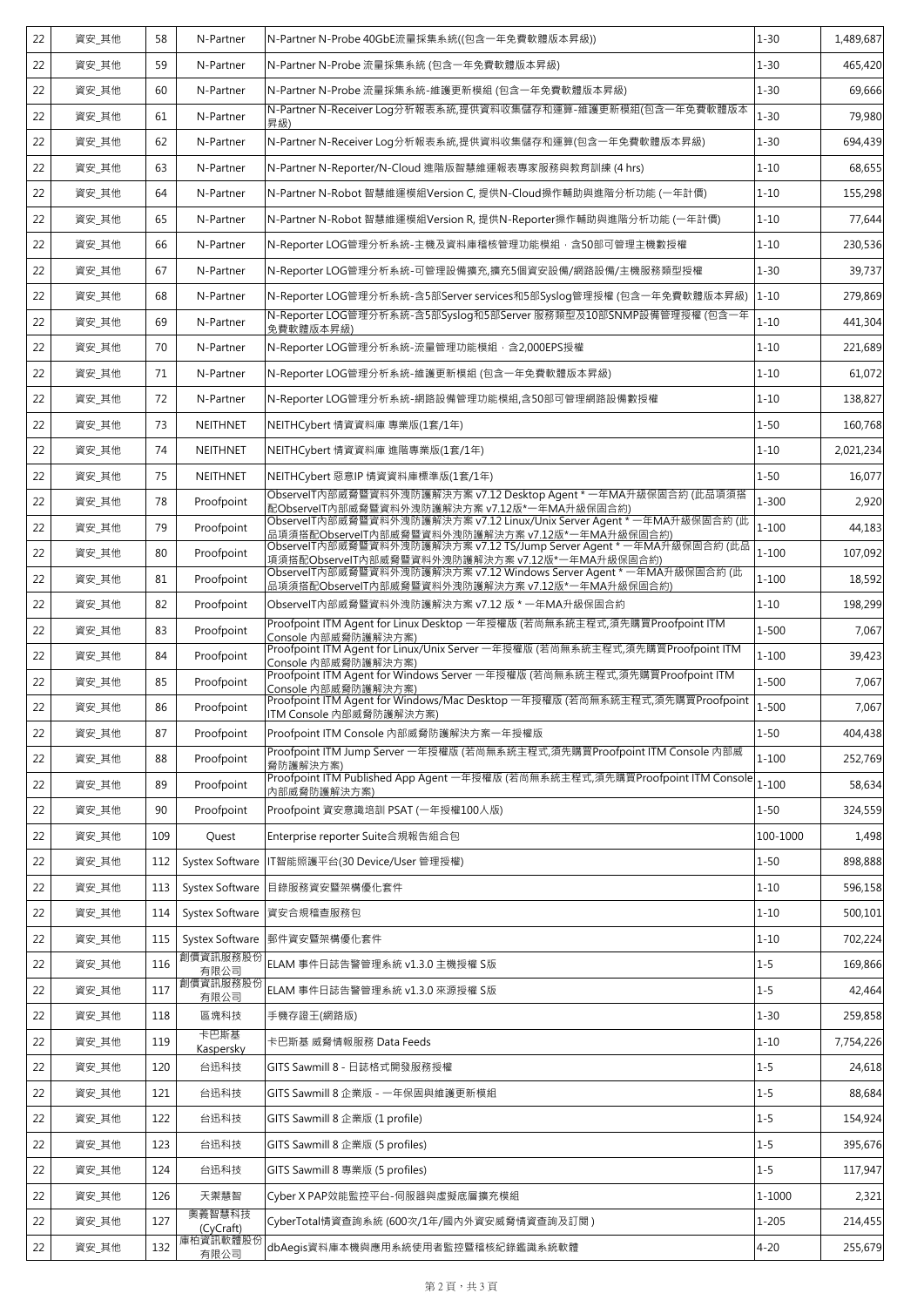| 22 | 資安_其他 | 58 | N-Partner | N-Partner N-Probe 40GbE流量採集系統((包含一年免費軟體版本昇級)) | 1-30 | 1,489,687 |
|---|---|---|---|---|---|---|
| 22 | 資安_其他 | 59 | N-Partner | N-Partner N-Probe 流量採集系統 (包含一年免費軟體版本昇級) | 1-30 | 465,420 |
| 22 | 資安_其他 | 60 | N-Partner | N-Partner N-Probe 流量採集系統-維護更新模組 (包含一年免費軟體版本昇級) | 1-30 | 69,666 |
| 22 | 資安_其他 | 61 | N-Partner | N-Partner N-Receiver Log分析報表系統,提供資料收集儲存和運算-維護更新模組(包含一年免費軟體版本昇級) | 1-30 | 79,980 |
| 22 | 資安_其他 | 62 | N-Partner | N-Partner N-Receiver Log分析報表系統,提供資料收集儲存和運算(包含一年免費軟體版本昇級) | 1-30 | 694,439 |
| 22 | 資安_其他 | 63 | N-Partner | N-Partner N-Reporter/N-Cloud 進階版智慧維運報表專家服務與教育訓練 (4 hrs) | 1-10 | 68,655 |
| 22 | 資安_其他 | 64 | N-Partner | N-Partner N-Robot 智慧維運模組Version C, 提供N-Cloud操作輔助與進階分析功能 (一年計價) | 1-10 | 155,298 |
| 22 | 資安_其他 | 65 | N-Partner | N-Partner N-Robot 智慧維運模組Version R, 提供N-Reporter操作輔助與進階分析功能 (一年計價) | 1-10 | 77,644 |
| 22 | 資安_其他 | 66 | N-Partner | N-Reporter LOG管理分析系統-主機及資料庫稽核管理功能模組，含50部可管理主機數授權 | 1-10 | 230,536 |
| 22 | 資安_其他 | 67 | N-Partner | N-Reporter LOG管理分析系統-可管理設備擴充,擴充5個資安設備/網路設備/主機服務類型授權 | 1-30 | 39,737 |
| 22 | 資安_其他 | 68 | N-Partner | N-Reporter LOG管理分析系統-含5部Server services和5部Syslog管理授權 (包含一年免費軟體版本昇級) | 1-10 | 279,869 |
| 22 | 資安_其他 | 69 | N-Partner | N-Reporter LOG管理分析系統-含5部Syslog和5部Server 服務類型及10部SNMP設備管理授權 (包含一年免費軟體版本昇級) | 1-10 | 441,304 |
| 22 | 資安_其他 | 70 | N-Partner | N-Reporter LOG管理分析系統-流量管理功能模組，含2,000EPS授權 | 1-10 | 221,689 |
| 22 | 資安_其他 | 71 | N-Partner | N-Reporter LOG管理分析系統-維護更新模組 (包含一年免費軟體版本昇級) | 1-10 | 61,072 |
| 22 | 資安_其他 | 72 | N-Partner | N-Reporter LOG管理分析系統-網路設備管理功能模組,含50部可管理網路設備數授權 | 1-10 | 138,827 |
| 22 | 資安_其他 | 73 | NEITHNET | NEITHCybert 情資資料庫 專業版(1套/1年) | 1-50 | 160,768 |
| 22 | 資安_其他 | 74 | NEITHNET | NEITHCybert 情資資料庫 進階專業版(1套/1年) | 1-10 | 2,021,234 |
| 22 | 資安_其他 | 75 | NEITHNET | NEITHCybert 惡意IP 情資資料庫標準版(1套/1年) | 1-50 | 16,077 |
| 22 | 資安_其他 | 78 | Proofpoint | ObserveIT內部威脅暨資料外洩防護解決方案 v7.12 Desktop Agent * 一年MA升級保固合約 (此品項須搭配ObserveIT內部威脅暨資料外洩防護解決方案 v7.12版*一年MA升級保固合約) | 1-300 | 2,920 |
| 22 | 資安_其他 | 79 | Proofpoint | ObserveIT內部威脅暨資料外洩防護解決方案 v7.12 Linux/Unix Server Agent * 一年MA升級保固合約 (此品項須搭配ObserveIT內部威脅暨資料外洩防護解決方案 v7.12版*一年MA升級保固合約) | 1-100 | 44,183 |
| 22 | 資安_其他 | 80 | Proofpoint | ObserveIT內部威脅暨資料外洩防護解決方案 v7.12 TS/Jump Server Agent * 一年MA升級保固合約 (此品項須搭配ObserveIT內部威脅暨資料外洩防護解決方案 v7.12版*一年MA升級保固合約) | 1-100 | 107,092 |
| 22 | 資安_其他 | 81 | Proofpoint | ObserveIT內部威脅暨資料外洩防護解決方案 v7.12 Windows Server Agent * 一年MA升級保固合約 (此品項須搭配ObserveIT內部威脅暨資料外洩防護解決方案 v7.12版*一年MA升級保固合約) | 1-100 | 18,592 |
| 22 | 資安_其他 | 82 | Proofpoint | ObserveIT內部威脅暨資料外洩防護解決方案 v7.12 版 * 一年MA升級保固合約 | 1-10 | 198,299 |
| 22 | 資安_其他 | 83 | Proofpoint | Proofpoint ITM Agent for Linux Desktop 一年授權版 (若尚無系統主程式,須先購買Proofpoint ITM Console 內部威脅防護解決方案) | 1-500 | 7,067 |
| 22 | 資安_其他 | 84 | Proofpoint | Proofpoint ITM Agent for Linux/Unix Server 一年授權版 (若尚無系統主程式,須先購買Proofpoint ITM Console 內部威脅防護解決方案) | 1-100 | 39,423 |
| 22 | 資安_其他 | 85 | Proofpoint | Proofpoint ITM Agent for Windows Server 一年授權版 (若尚無系統主程式,須先購買Proofpoint ITM Console 內部威脅防護解決方案) | 1-500 | 7,067 |
| 22 | 資安_其他 | 86 | Proofpoint | Proofpoint ITM Agent for Windows/Mac Desktop 一年授權版 (若尚無系統主程式,須先購買Proofpoint ITM Console 內部威脅防護解決方案) | 1-500 | 7,067 |
| 22 | 資安_其他 | 87 | Proofpoint | Proofpoint ITM Console 內部威脅防護解決方案一年授權版 | 1-50 | 404,438 |
| 22 | 資安_其他 | 88 | Proofpoint | Proofpoint ITM Jump Server 一年授權版 (若尚無系統主程式,須先購買Proofpoint ITM Console 內部威脅防護解決方案) | 1-100 | 252,769 |
| 22 | 資安_其他 | 89 | Proofpoint | Proofpoint ITM Published App Agent 一年授權版 (若尚無系統主程式,須先購買Proofpoint ITM Console 內部威脅防護解決方案) | 1-100 | 58,634 |
| 22 | 資安_其他 | 90 | Proofpoint | Proofpoint 資安意識培訓 PSAT (一年授權100人版) | 1-50 | 324,559 |
| 22 | 資安_其他 | 109 | Quest | Enterprise reporter Suite合規報告組合包 | 100-1000 | 1,498 |
| 22 | 資安_其他 | 112 | Systex Software | IT智能照護平台(30 Device/User 管理授權) | 1-50 | 898,888 |
| 22 | 資安_其他 | 113 | Systex Software | 目錄服務資安暨架構優化套件 | 1-10 | 596,158 |
| 22 | 資安_其他 | 114 | Systex Software | 資安合規稽查服務包 | 1-10 | 500,101 |
| 22 | 資安_其他 | 115 | Systex Software | 郵件資安暨架構優化套件 | 1-10 | 702,224 |
| 22 | 資安_其他 | 116 | 創價資訊服務股份有限公司 | ELAM 事件日誌告警管理系統 v1.3.0 主機授權 S版 | 1-5 | 169,866 |
| 22 | 資安_其他 | 117 | 創價資訊服務股份有限公司 | ELAM 事件日誌告警管理系統 v1.3.0 來源授權 S版 | 1-5 | 42,464 |
| 22 | 資安_其他 | 118 | 區塊科技 | 手機存證王(網路版) | 1-30 | 259,858 |
| 22 | 資安_其他 | 119 | 卡巴斯基 Kaspersky | 卡巴斯基 威脅情報服務 Data Feeds | 1-10 | 7,754,226 |
| 22 | 資安_其他 | 120 | 台迅科技 | GITS Sawmill 8 - 日誌格式開發服務授權 | 1-5 | 24,618 |
| 22 | 資安_其他 | 121 | 台迅科技 | GITS Sawmill 8 企業版 - 一年保固與維護更新模組 | 1-5 | 88,684 |
| 22 | 資安_其他 | 122 | 台迅科技 | GITS Sawmill 8 企業版 (1 profile) | 1-5 | 154,924 |
| 22 | 資安_其他 | 123 | 台迅科技 | GITS Sawmill 8 企業版 (5 profiles) | 1-5 | 395,676 |
| 22 | 資安_其他 | 124 | 台迅科技 | GITS Sawmill 8 專業版 (5 profiles) | 1-5 | 117,947 |
| 22 | 資安_其他 | 126 | 天業慧智 | Cyber X PAP效能監控平台-伺服器與虛擬底層擴充模組 | 1-1000 | 2,321 |
| 22 | 資安_其他 | 127 | 奧義智慧科技 (CyCraft) | CyberTotal情資查詢系統 (600次/1年/國內外資安威脅情資查詢及訂閱 ) | 1-205 | 214,455 |
| 22 | 資安_其他 | 132 | 庫柏資訊軟體股份有限公司 | dbAegis資料庫本機與應用系統使用者監控暨稽核紀錄鑑識系統軟體 | 4-20 | 255,679 |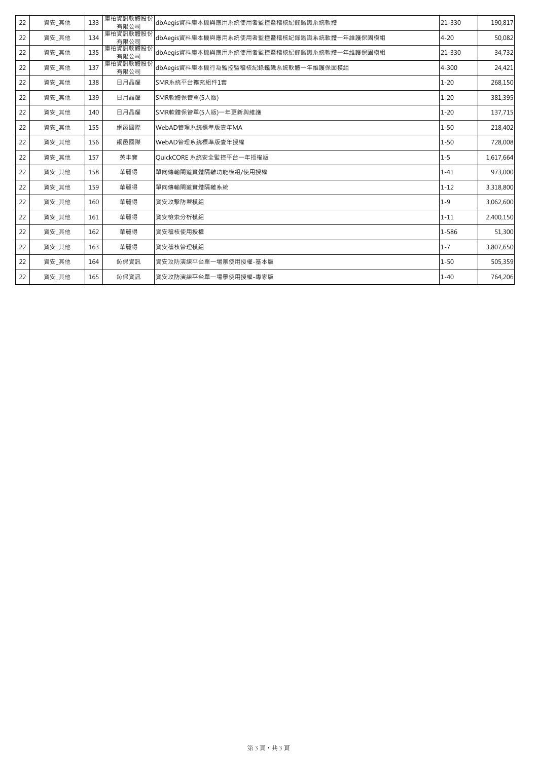| | | | | | | |
|---|---|---|---|---|---|---|
| 22 | 資安_其他 | 133 | 庫柏資訊軟體股份有限公司 | dbAegis資料庫本機與應用系統使用者監控暨稽核紀錄鑑識系統軟體 | 21-330 | 190,817 |
| 22 | 資安_其他 | 134 | 庫柏資訊軟體股份有限公司 | dbAegis資料庫本機與應用系統使用者監控暨稽核紀錄鑑識系統軟體一年維護保固模組 | 4-20 | 50,082 |
| 22 | 資安_其他 | 135 | 庫柏資訊軟體股份有限公司 | dbAegis資料庫本機與應用系統使用者監控暨稽核紀錄鑑識系統軟體一年維護保固模組 | 21-330 | 34,732 |
| 22 | 資安_其他 | 137 | 庫柏資訊軟體股份有限公司 | dbAegis資料庫本機行為監控暨稽核紀錄鑑識系統軟體一年維護保固模組 | 4-300 | 24,421 |
| 22 | 資安_其他 | 138 | 日月晶耀 | SMR系統平台擴充組件1套 | 1-20 | 268,150 |
| 22 | 資安_其他 | 139 | 日月晶耀 | SMR軟體保管單(5人版) | 1-20 | 381,395 |
| 22 | 資安_其他 | 140 | 日月晶耀 | SMR軟體保管單(5人版)一年更新與維護 | 1-20 | 137,715 |
| 22 | 資安_其他 | 155 | 網邑國際 | WebAD管理系統標準版壹年MA | 1-50 | 218,402 |
| 22 | 資安_其他 | 156 | 網邑國際 | WebAD管理系統標準版壹年授權 | 1-50 | 728,008 |
| 22 | 資安_其他 | 157 | 英丰寶 | QuickCORE 系統安全監控平台一年授權版 | 1-5 | 1,617,664 |
| 22 | 資安_其他 | 158 | 華麗得 | 單向傳輸閘道實體隔離功能模組/使用授權 | 1-41 | 973,000 |
| 22 | 資安_其他 | 159 | 華麗得 | 單向傳輸閘道實體隔離系統 | 1-12 | 3,318,800 |
| 22 | 資安_其他 | 160 | 華麗得 | 資安攻擊防禦模組 | 1-9 | 3,062,600 |
| 22 | 資安_其他 | 161 | 華麗得 | 資安檢索分析模組 | 1-11 | 2,400,150 |
| 22 | 資安_其他 | 162 | 華麗得 | 資安稽核使用授權 | 1-586 | 51,300 |
| 22 | 資安_其他 | 163 | 華麗得 | 資安稽核管理模組 | 1-7 | 3,807,650 |
| 22 | 資安_其他 | 164 | 鈊保資訊 | 資安攻防演練平台單一場景使用授權-基本版 | 1-50 | 505,359 |
| 22 | 資安_其他 | 165 | 鈊保資訊 | 資安攻防演練平台單一場景使用授權-專家版 | 1-40 | 764,206 |